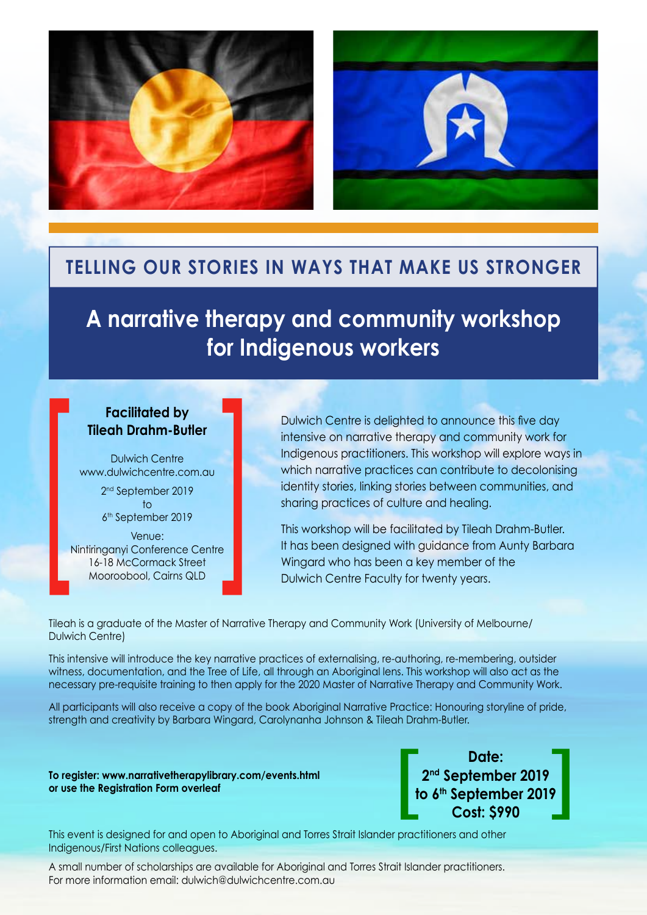## TELLING OUR STORIES IN WAYS THAT MAKE US STRONGER

# A narrative therapy and community workshop for Indigenous workers

**Facilitated by Tileah Drahm-Butler**

Dulwich Centre
www.dulwichcentre.com.au

2nd September 2019
to
6th September 2019

Venue:
Nintiringanyi Conference Centre
16-18 McCormack Street
Mooroobool, Cairns QLD

Dulwich Centre is delighted to announce this five day intensive on narrative therapy and community work for Indigenous practitioners. This workshop will explore ways in which narrative practices can contribute to decolonising identity stories, linking stories between communities, and sharing practices of culture and healing.

This workshop will be facilitated by Tileah Drahm-Butler. It has been designed with guidance from Aunty Barbara Wingard who has been a key member of the Dulwich Centre Faculty for twenty years.

Tileah is a graduate of the Master of Narrative Therapy and Community Work (University of Melbourne/ Dulwich Centre)

This intensive will introduce the key narrative practices of externalising, re-authoring, re-membering, outsider witness, documentation, and the Tree of Life, all through an Aboriginal lens. This workshop will also act as the necessary pre-requisite training to then apply for the 2020 Master of Narrative Therapy and Community Work.

All participants will also receive a copy of the book Aboriginal Narrative Practice: Honouring storyline of pride, strength and creativity by Barbara Wingard, Carolynanha Johnson & Tileah Drahm-Butler.

**To register: www.narrativetherapylibrary.com/events.html**
**or use the Registration Form overleaf**

**Date:**
**2nd September 2019**
**to 6th September 2019**
**Cost: $990**

This event is designed for and open to Aboriginal and Torres Strait Islander practitioners and other Indigenous/First Nations colleagues.

A small number of scholarships are available for Aboriginal and Torres Strait Islander practitioners. For more information email: dulwich@dulwichcentre.com.au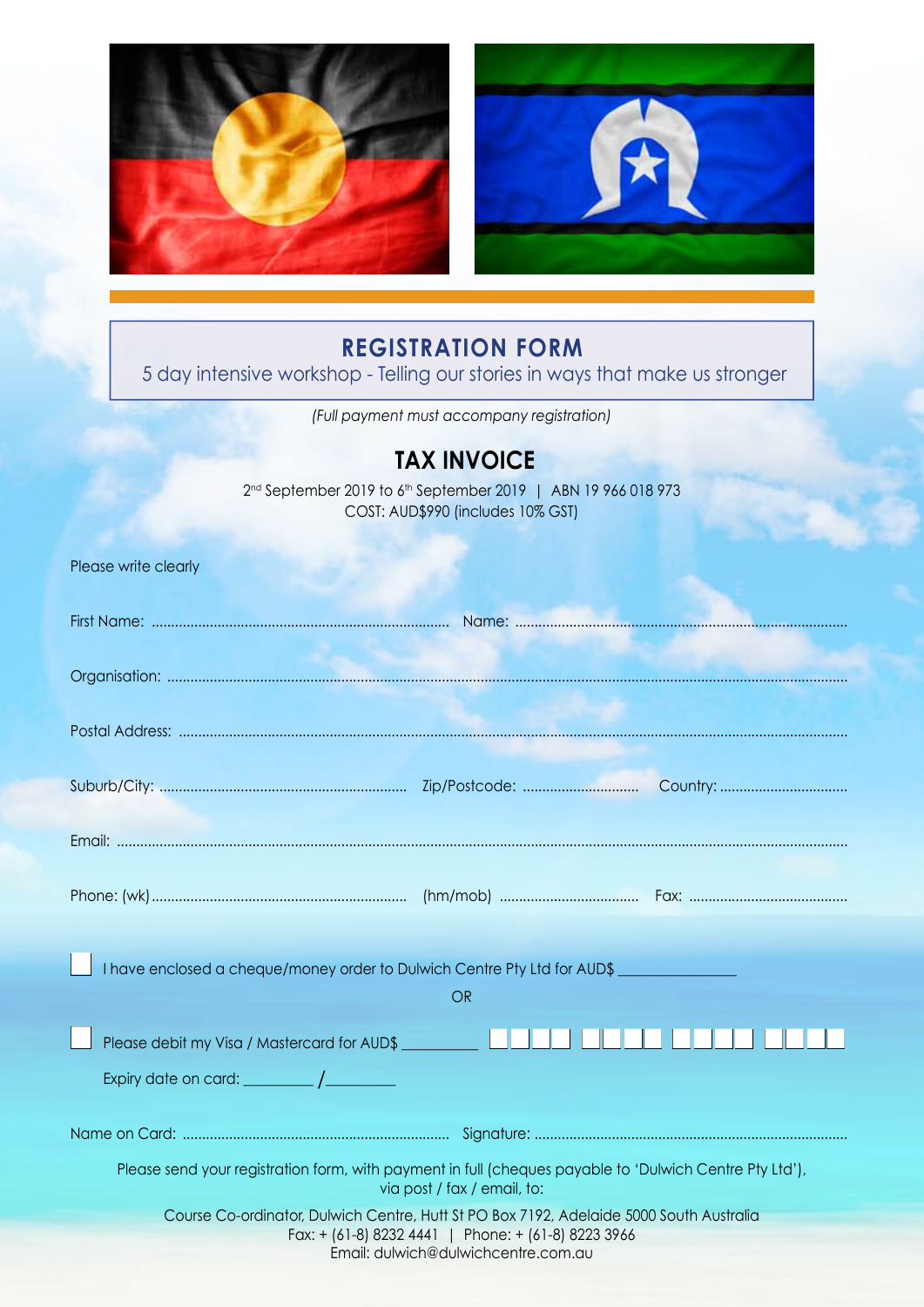## REGISTRATION FORM

5 day intensive workshop - Telling our stories in ways that make us stronger

*(Full payment must accompany registration)*

## TAX INVOICE

2nd September 2019 to 6th September 2019 | ABN 19 966 018 973

COST: AUD$990 (includes 10% GST)

Please write clearly

First Name: ........................................................................ Name: ..................................................................................

Organisation: ......................................................................................................................................................................

Postal Address: ...................................................................................................................................................................

Suburb/City: ............................................................ Zip/Postcode: ............................ Country: ................................

Email: .....................................................................................................................................................................................

Phone: (wk)............................................................. (hm/mob) .................................. Fax: .........................................

☐ I have enclosed a cheque/money order to Dulwich Centre Pty Ltd for AUD$ _______________

OR

☐ Please debit my Visa / Mastercard for AUD$ __________ ☐☐☐☐ ☐☐☐☐ ☐☐☐☐ ☐☐☐☐

Expiry date on card: _________ /_________

Name on Card: ................................................................. Signature: ..............................................................................

Please send your registration form, with payment in full (cheques payable to 'Dulwich Centre Pty Ltd'), via post / fax / email, to:

Course Co-ordinator, Dulwich Centre, Hutt St PO Box 7192, Adelaide 5000 South Australia
Fax: + (61-8) 8232 4441 | Phone: + (61-8) 8223 3966
Email: dulwich@dulwichcentre.com.au